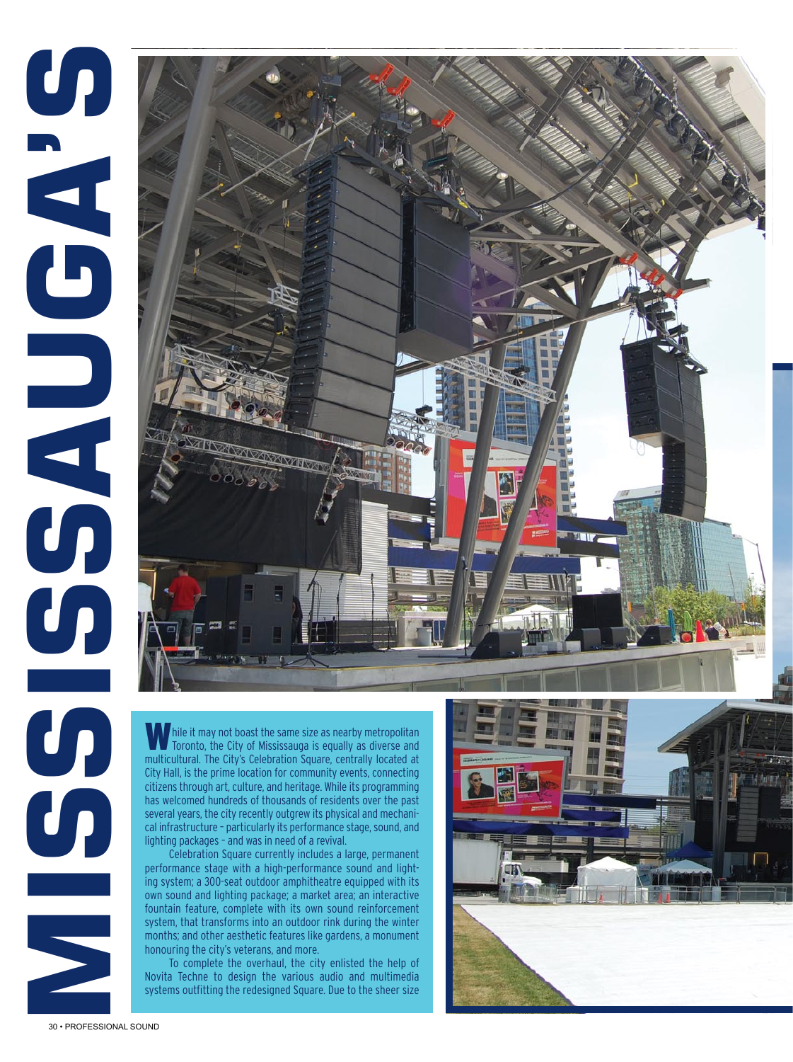# MISSISSAUGA'S

While it may not boast the same size as nearby metropolitan Toronto, the City of Mississauga is equally as diverse and multicultural. The City's Celebration Square, centrally located at City Hall, is the prime location for community events, connecting citizens through art, culture, and heritage. While its programming has welcomed hundreds of thousands of residents over the past several years, the city recently outgrew its physical and mechanical infrastructure – particularly its performance stage, sound, and lighting packages – and was in need of a revival.

Celebration Square currently includes a large, permanent performance stage with a high-performance sound and lighting system; a 300-seat outdoor amphitheatre equipped with its own sound and lighting package; a market area; an interactive fountain feature, complete with its own sound reinforcement system, that transforms into an outdoor rink during the winter months; and other aesthetic features like gardens, a monument honouring the city's veterans, and more.

To complete the overhaul, the city enlisted the help of Novita Techne to design the various audio and multimedia systems outfitting the redesigned Square. Due to the sheer size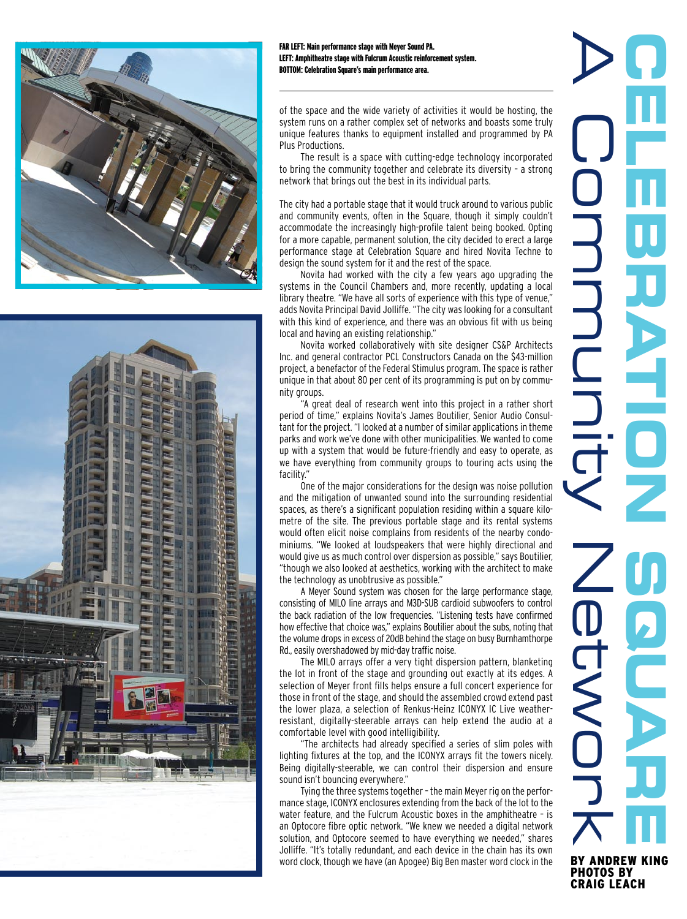# CELEBRATION SQUARE

## A Community Network

**BY ANDREW KING**
**PHOTOS BY CRAIG LEACH**

**FAR LEFT: Main performance stage with Meyer Sound PA.**
**LEFT: Amphitheatre stage with Fulcrum Acoustic reinforcement system.**
**BOTTOM: Celebration Square's main performance area.**

of the space and the wide variety of activities it would be hosting, the system runs on a rather complex set of networks and boasts some truly unique features thanks to equipment installed and programmed by PA Plus Productions.

The result is a space with cutting-edge technology incorporated to bring the community together and celebrate its diversity – a strong network that brings out the best in its individual parts.

The city had a portable stage that it would truck around to various public and community events, often in the Square, though it simply couldn't accommodate the increasingly high-profile talent being booked. Opting for a more capable, permanent solution, the city decided to erect a large performance stage at Celebration Square and hired Novita Techne to design the sound system for it and the rest of the space.

Novita had worked with the city a few years ago upgrading the systems in the Council Chambers and, more recently, updating a local library theatre. "We have all sorts of experience with this type of venue," adds Novita Principal David Jolliffe. "The city was looking for a consultant with this kind of experience, and there was an obvious fit with us being local and having an existing relationship."

Novita worked collaboratively with site designer CS&P Architects Inc. and general contractor PCL Constructors Canada on the $43-million project, a benefactor of the Federal Stimulus program. The space is rather unique in that about 80 per cent of its programming is put on by community groups.

"A great deal of research went into this project in a rather short period of time," explains Novita's James Boutilier, Senior Audio Consultant for the project. "I looked at a number of similar applications in theme parks and work we've done with other municipalities. We wanted to come up with a system that would be future-friendly and easy to operate, as we have everything from community groups to touring acts using the facility."

One of the major considerations for the design was noise pollution and the mitigation of unwanted sound into the surrounding residential spaces, as there's a significant population residing within a square kilometre of the site. The previous portable stage and its rental systems would often elicit noise complains from residents of the nearby condominiums. "We looked at loudspeakers that were highly directional and would give us as much control over dispersion as possible," says Boutilier, "though we also looked at aesthetics, working with the architect to make the technology as unobtrusive as possible."

A Meyer Sound system was chosen for the large performance stage, consisting of MILO line arrays and M3D-SUB cardioid subwoofers to control the back radiation of the low frequencies. "Listening tests have confirmed how effective that choice was," explains Boutilier about the subs, noting that the volume drops in excess of 20dB behind the stage on busy Burnhamthorpe Rd., easily overshadowed by mid-day traffic noise.

The MILO arrays offer a very tight dispersion pattern, blanketing the lot in front of the stage and grounding out exactly at its edges. A selection of Meyer front fills helps ensure a full concert experience for those in front of the stage, and should the assembled crowd extend past the lower plaza, a selection of Renkus-Heinz ICONYX IC Live weather-resistant, digitally-steerable arrays can help extend the audio at a comfortable level with good intelligibility.

"The architects had already specified a series of slim poles with lighting fixtures at the top, and the ICONYX arrays fit the towers nicely. Being digitally-steerable, we can control their dispersion and ensure sound isn't bouncing everywhere."

Tying the three systems together – the main Meyer rig on the performance stage, ICONYX enclosures extending from the back of the lot to the water feature, and the Fulcrum Acoustic boxes in the amphitheatre – is an Optocore fibre optic network. "We knew we needed a digital network solution, and Optocore seemed to have everything we needed," shares Jolliffe. "It's totally redundant, and each device in the chain has its own word clock, though we have (an Apogee) Big Ben master word clock in the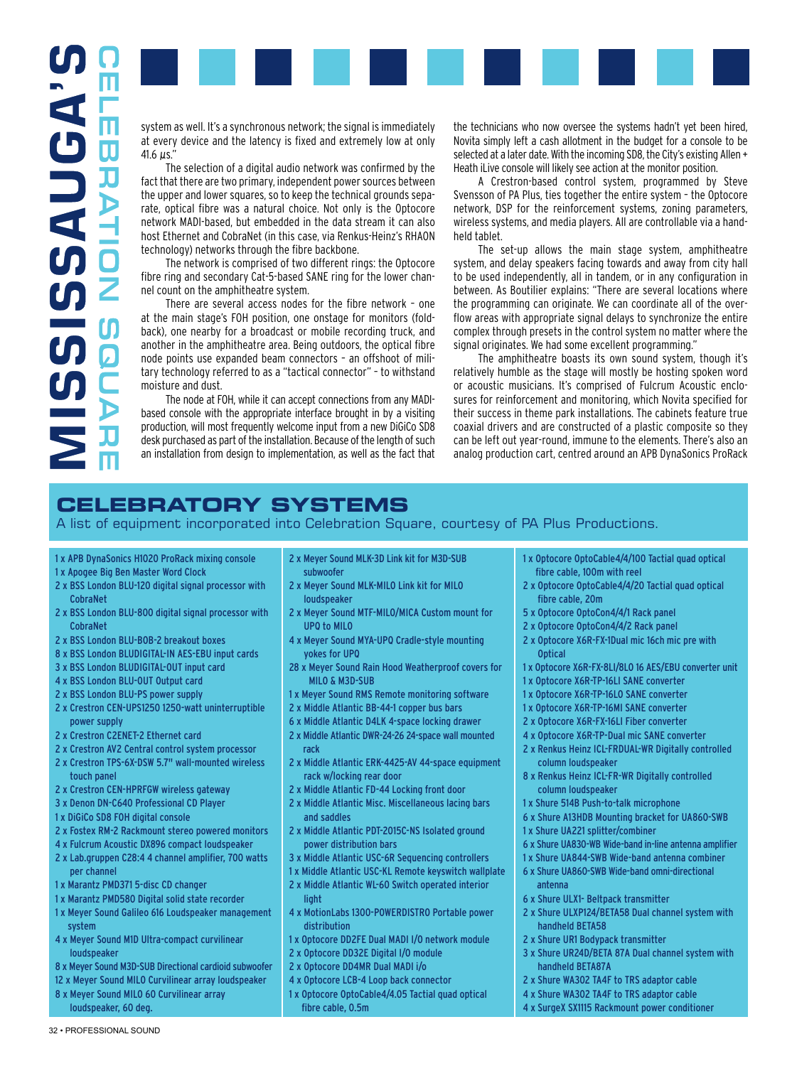system as well. It's a synchronous network; the signal is immediately at every device and the latency is fixed and extremely low at only 41.6 μs."

The selection of a digital audio network was confirmed by the fact that there are two primary, independent power sources between the upper and lower squares, so to keep the technical grounds separate, optical fibre was a natural choice. Not only is the Optocore network MADI-based, but embedded in the data stream it can also host Ethernet and CobraNet (in this case, via Renkus-Heinz's RHAON technology) networks through the fibre backbone.

The network is comprised of two different rings: the Optocore fibre ring and secondary Cat-5-based SANE ring for the lower channel count on the amphitheatre system.

There are several access nodes for the fibre network – one at the main stage's FOH position, one onstage for monitors (foldback), one nearby for a broadcast or mobile recording truck, and another in the amphitheatre area. Being outdoors, the optical fibre node points use expanded beam connectors – an offshoot of military technology referred to as a "tactical connector" – to withstand moisture and dust.

The node at FOH, while it can accept connections from any MADI-based console with the appropriate interface brought in by a visiting production, will most frequently welcome input from a new DiGiCo SD8 desk purchased as part of the installation. Because of the length of such an installation from design to implementation, as well as the fact that the technicians who now oversee the systems hadn't yet been hired, Novita simply left a cash allotment in the budget for a console to be selected at a later date. With the incoming SD8, the City's existing Allen + Heath iLive console will likely see action at the monitor position.

A Crestron-based control system, programmed by Steve Svensson of PA Plus, ties together the entire system – the Optocore network, DSP for the reinforcement systems, zoning parameters, wireless systems, and media players. All are controllable via a handheld tablet.

The set-up allows the main stage system, amphitheatre system, and delay speakers facing towards and away from city hall to be used independently, all in tandem, or in any configuration in between. As Boutilier explains: "There are several locations where the programming can originate. We can coordinate all of the overflow areas with appropriate signal delays to synchronize the entire complex through presets in the control system no matter where the signal originates. We had some excellent programming."

The amphitheatre boasts its own sound system, though it's relatively humble as the stage will mostly be hosting spoken word or acoustic musicians. It's comprised of Fulcrum Acoustic enclosures for reinforcement and monitoring, which Novita specified for their success in theme park installations. The cabinets feature true coaxial drivers and are constructed of a plastic composite so they can be left out year-round, immune to the elements. There's also an analog production cart, centred around an APB DynaSonics ProRack

## CELEBRATORY SYSTEMS

A list of equipment incorporated into Celebration Square, courtesy of PA Plus Productions.

- 1 x APB DynaSonics H1020 ProRack mixing console
- 1 x Apogee Big Ben Master Word Clock
- 2 x BSS London BLU-120 digital signal processor with CobraNet
- 2 x BSS London BLU-800 digital signal processor with CobraNet
- 2 x BSS London BLU-BOB-2 breakout boxes
- 8 x BSS London BLUDIGITAL-IN AES-EBU input cards
- 3 x BSS London BLUDIGITAL-OUT input card
- 4 x BSS London BLU-OUT Output card
- 2 x BSS London BLU-PS power supply
- 2 x Crestron CEN-UPS1250 1250-watt uninterruptible power supply
- 2 x Crestron C2ENET-2 Ethernet card
- 2 x Crestron AV2 Central control system processor
- 2 x Crestron TPS-6X-DSW 5.7" wall-mounted wireless touch panel
- 2 x Crestron CEN-HPRFGW wireless gateway
- 3 x Denon DN-C640 Professional CD Player
- 1 x DiGiCo SD8 FOH digital console
- 2 x Fostex RM-2 Rackmount stereo powered monitors
- 4 x Fulcrum Acoustic DX896 compact loudspeaker
- 2 x Lab.gruppen C28:4 4 channel amplifier, 700 watts per channel
- 1 x Marantz PMD371 5-disc CD changer
- 1 x Marantz PMD580 Digital solid state recorder
- 1 x Meyer Sound Galileo 616 Loudspeaker management system
- 4 x Meyer Sound M1D Ultra-compact curvilinear loudspeaker
- 8 x Meyer Sound M3D-SUB Directional cardioid subwoofer
- 12 x Meyer Sound MILO Curvilinear array loudspeaker
- 8 x Meyer Sound MILO 60 Curvilinear array loudspeaker, 60 deg.
- 2 x Meyer Sound MLK-3D Link kit for M3D-SUB subwoofer
- 2 x Meyer Sound MLK-MILO Link kit for MILO loudspeaker
- 2 x Meyer Sound MTF-MILO/MICA Custom mount for UPQ to MILO
- 4 x Meyer Sound MYA-UPQ Cradle-style mounting yokes for UPQ
- 28 x Meyer Sound Rain Hood Weatherproof covers for MILO & M3D-SUB
- 1 x Meyer Sound RMS Remote monitoring software
- 2 x Middle Atlantic BB-44-1 copper bus bars
- 6 x Middle Atlantic D4LK 4-space locking drawer
- 2 x Middle Atlantic DWR-24-26 24-space wall mounted rack
- 2 x Middle Atlantic ERK-4425-AV 44-space equipment rack w/locking rear door
- 2 x Middle Atlantic FD-44 Locking front door
- 2 x Middle Atlantic Misc. Miscellaneous lacing bars and saddles
- 2 x Middle Atlantic PDT-2015C-NS Isolated ground power distribution bars
- 3 x Middle Atlantic USC-6R Sequencing controllers
- 1 x Middle Atlantic USC-KL Remote keyswitch wallplate
- 2 x Middle Atlantic WL-60 Switch operated interior light
- 4 x MotionLabs 1300-POWERDISTRO Portable power distribution
- 1 x Optocore DD2FE Dual MADI I/O network module
- 2 x Optocore DD32E Digital I/O module
- 2 x Optocore DD4MR Dual MADI i/o
- 4 x Optocore LCB-4 Loop back connector
- 1 x Optocore OptoCable4/4.05 Tactial quad optical fibre cable, 0.5m
- 1 x Optocore OptoCable4/4/100 Tactial quad optical fibre cable, 100m with reel
- 2 x Optocore OptoCable4/4/20 Tactial quad optical fibre cable, 20m
- 5 x Optocore OptoCon4/4/1 Rack panel
- 2 x Optocore OptoCon4/4/2 Rack panel
- 2 x Optocore X6R-FX-1Dual mic 16ch mic pre with Optical
- 1 x Optocore X6R-FX-8LI/8LO 16 AES/EBU converter unit
- 1 x Optocore X6R-TP-16LI SANE converter
- 1 x Optocore X6R-TP-16LO SANE converter
- 1 x Optocore X6R-TP-16MI SANE converter
- 2 x Optocore X6R-FX-16LI Fiber converter
- 4 x Optocore X6R-TP-Dual mic SANE converter
- 2 x Renkus Heinz ICL-FRDUAL-WR Digitally controlled column loudspeaker
- 8 x Renkus Heinz ICL-FR-WR Digitally controlled column loudspeaker
- 1 x Shure 514B Push-to-talk microphone
- 6 x Shure A13HDB Mounting bracket for UA860-SWB
- 1 x Shure UA221 splitter/combiner
- 6 x Shure UA830-WB Wide-band in-line antenna amplifier
- 1 x Shure UA844-SWB Wide-band antenna combiner
- 6 x Shure UA860-SWB Wide-band omni-directional antenna
- 6 x Shure ULX1- Beltpack transmitter
- 2 x Shure ULXP124/BETA58 Dual channel system with handheld BETA58
- 2 x Shure UR1 Bodypack transmitter
- 3 x Shure UR24D/BETA 87A Dual channel system with handheld BETA87A
- 2 x Shure WA302 TA4F to TRS adaptor cable
- 4 x Shure WA302 TA4F to TRS adaptor cable
- 4 x SurgeX SX1115 Rackmount power conditioner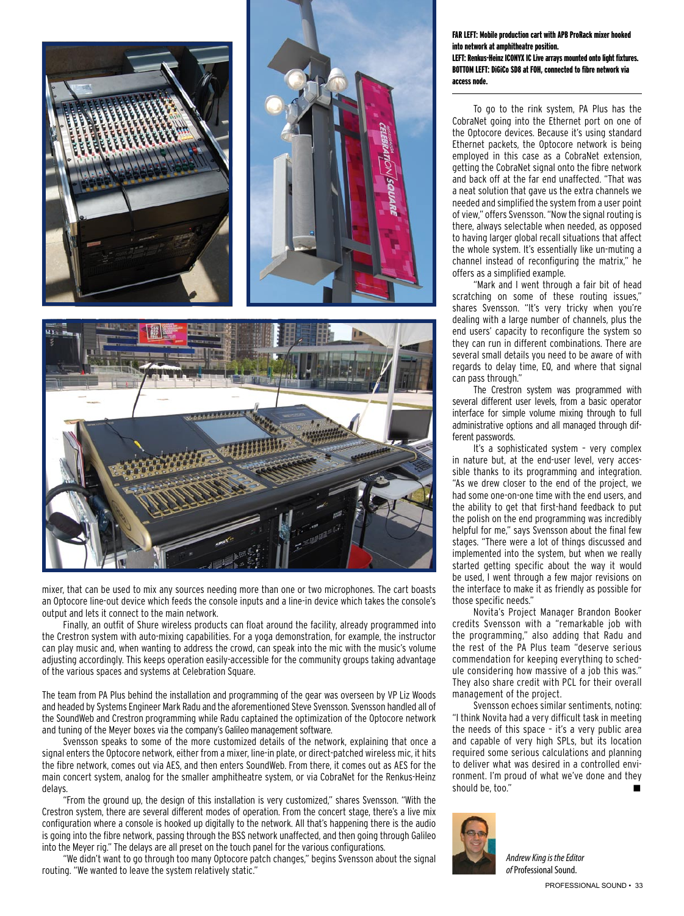mixer, that can be used to mix any sources needing more than one or two microphones. The cart boasts an Optocore line-out device which feeds the console inputs and a line-in device which takes the console's output and lets it connect to the main network.

Finally, an outfit of Shure wireless products can float around the facility, already programmed into the Crestron system with auto-mixing capabilities. For a yoga demonstration, for example, the instructor can play music and, when wanting to address the crowd, can speak into the mic with the music's volume adjusting accordingly. This keeps operation easily-accessible for the community groups taking advantage of the various spaces and systems at Celebration Square.

The team from PA Plus behind the installation and programming of the gear was overseen by VP Liz Woods and headed by Systems Engineer Mark Radu and the aforementioned Steve Svensson. Svensson handled all of the SoundWeb and Crestron programming while Radu captained the optimization of the Optocore network and tuning of the Meyer boxes via the company's Galileo management software.

Svensson speaks to some of the more customized details of the network, explaining that once a signal enters the Optocore network, either from a mixer, line-in plate, or direct-patched wireless mic, it hits the fibre network, comes out via AES, and then enters SoundWeb. From there, it comes out as AES for the main concert system, analog for the smaller amphitheatre system, or via CobraNet for the Renkus-Heinz delays.

"From the ground up, the design of this installation is very customized," shares Svensson. "With the Crestron system, there are several different modes of operation. From the concert stage, there's a live mix configuration where a console is hooked up digitally to the network. All that's happening there is the audio is going into the fibre network, passing through the BSS network unaffected, and then going through Galileo into the Meyer rig." The delays are all preset on the touch panel for the various configurations.

"We didn't want to go through too many Optocore patch changes," begins Svensson about the signal routing. "We wanted to leave the system relatively static."

**FAR LEFT: Mobile production cart with APB ProRack mixer hooked into network at amphitheatre position.**
**LEFT: Renkus-Heinz ICONYX IC Live arrays mounted onto light fixtures.**
**BOTTOM LEFT: DiGiCo SD8 at FOH, connected to fibre network via access node.**

To go to the rink system, PA Plus has the CobraNet going into the Ethernet port on one of the Optocore devices. Because it's using standard Ethernet packets, the Optocore network is being employed in this case as a CobraNet extension, getting the CobraNet signal onto the fibre network and back off at the far end unaffected. "That was a neat solution that gave us the extra channels we needed and simplified the system from a user point of view," offers Svensson. "Now the signal routing is there, always selectable when needed, as opposed to having larger global recall situations that affect the whole system. It's essentially like un-muting a channel instead of reconfiguring the matrix," he offers as a simplified example.

"Mark and I went through a fair bit of head scratching on some of these routing issues," shares Svensson. "It's very tricky when you're dealing with a large number of channels, plus the end users' capacity to reconfigure the system so they can run in different combinations. There are several small details you need to be aware of with regards to delay time, EQ, and where that signal can pass through."

The Crestron system was programmed with several different user levels, from a basic operator interface for simple volume mixing through to full administrative options and all managed through different passwords.

It's a sophisticated system – very complex in nature but, at the end-user level, very accessible thanks to its programming and integration. "As we drew closer to the end of the project, we had some one-on-one time with the end users, and the ability to get that first-hand feedback to put the polish on the end programming was incredibly helpful for me," says Svensson about the final few stages. "There were a lot of things discussed and implemented into the system, but when we really started getting specific about the way it would be used, I went through a few major revisions on the interface to make it as friendly as possible for those specific needs."

Novita's Project Manager Brandon Booker credits Svensson with a "remarkable job with the programming," also adding that Radu and the rest of the PA Plus team "deserve serious commendation for keeping everything to schedule considering how massive of a job this was." They also share credit with PCL for their overall management of the project.

Svensson echoes similar sentiments, noting: "I think Novita had a very difficult task in meeting the needs of this space – it's a very public area and capable of very high SPLs, but its location required some serious calculations and planning to deliver what was desired in a controlled environment. I'm proud of what we've done and they should be, too." ■

*Andrew King is the Editor of* Professional Sound.